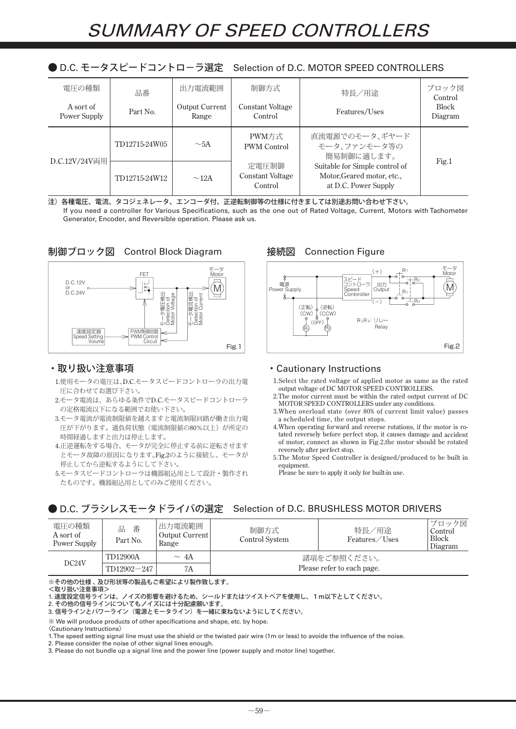# SUMMARY OF SPEED CONTROLLERS

## ● D.C. モータスピードコントローラ選定　Selection of D.C. MOTOR SPEED CONTROLLERS

| 電圧の種類 A sort of Power Supply | 品番 Part No. | 出力電流範囲 Output Current Range | 制御方式 Constant Voltage Control | 特長／用途 Features/Uses | ブロック図 Control Block Diagram |
|---|---|---|---|---|---|
| D.C.12V/24V両用 | TD12715-24W05 | ～5A | PWM方式 PWM Control 定電圧制御 Constant Voltage Control | 直流電源でのモータ、ギヤードモータ、ファンモータ等の簡易制御に適します。 Suitable for Simple control of Motor,Geared motor, etc., at D.C. Power Supply | Fig.1 |
| | TD12715-24W12 | ～12A | | | |

注）各種電圧、電流、タコジェネレータ、エンコーダ付、正逆転制御等の仕様に付きましては別途お問い合わせ下さい。
If you need a controller for Various Specifications, such as the one out of Rated Voltage, Current, Motors with Tachometer Generator, Encoder, and Reversible operation. Please ask us.

### 制御ブロック図　Control Block Diagram

D.C.12V or D.C.24V / FET / モータ Motor / モータ電圧検出 Detection of Motor Voltage / モータ電流検出 Detection of Motor Current / 速度設定器 Speed Setting Volume / PWM制御回路 PWM Control Circuit

Fig.1

### 接続図　Connection Figure

電源 Power Supply / スピードコントローラ Speed Contoroller / 出力 Output / (+) / (−) / $R_1$ / $R_2$ / モータ Motor / (正転)(CW) / (逆転)(CCW) / (OFF) / $R_1R_2$: リレー Relay

Fig.2

### ・取り扱い注意事項

1.使用モータの電圧は、D.C.モータスピードコントローラの出力電圧に合わせてお選び下さい。
2.モータ電流は、あらゆる条件でD.C.モータスピードコントローラの定格電流以下になる範囲でお使い下さい。
3.モータ電流が電流制限値を越えますと電流制限回路が働き出力電圧が下がります。過負荷状態（電流制限値の80%以上）が所定の時間経過しますと出力は停止します。
4.正逆運転をする場合、モータが完全に停止する前に逆転させますとモータ故障の原因になります。Fig.2のように接続し、モータが停止してから逆転するようにして下さい。
5.モータスピードコントローラは機器組込用として設計・製作されたものです。機器組込用としてのみご使用ください。

### ・Cautionary Instructions

1.Select the rated voltage of applied motor as same as the rated output voltage of DC MOTOR SPEED CONTROLLERS.
2.The motor current must be within the rated output current of DC MOTOR SPEED CONTROLLERS under any conditions.
3.When overload state (over 80% of current limit value) passes a scheduled time, the output stops.
4.When operating forward and reverse rotations, if the motor is rotated reversely before perfect stop, it causes damage and accident of motor, connect as shown in Fig.2,the motor should be rotated reversely after perfect stop.
5.The Motor Speed Controller is designed/produced to be built in equipment.
Please be sure to apply it only for built-in use.

## ● D.C. ブラシレスモータドライバの選定　Selection of D.C. BRUSHLESS MOTOR DRIVERS

| 電圧の種類 A sort of Power Supply | 品　番 Part No. | 出力電流範囲 Output Current Range | 制御方式 Control System | 特長／用途 Features／Uses | ブロック図 Control Block Diagram |
|---|---|---|---|---|---|
| DC24V | TD12900A | ～ 4A | 諸項をご参照ください。 Please refer to each page. | | |
| | TD12902－247 | 7A | | | |

※その他の仕様，及び形状等の製品もご希望により製作致します。
＜取り扱い注意事項＞
1. 速度設定信号ラインは、ノイズの影響を避けるため、シールドまたはツイストペアを使用し、１m以下としてください。
2. その他の信号ラインについてもノイズには十分配慮願います。
3. 信号ラインとパワーライン（電源とモータライン）を一緒に束ねないようにしてください。

※ We will produce products of other specifications and shape, etc. by hope.
〈Cautionary Instructions〉
1.The speed setting signal line must use the shield or the twisted pair wire (1m or less) to avoide the influence of the noise.
2. Please consider the noise of other signal lines enough.
3. Please do not bundle up a signal line and the power line (power supply and motor line) together.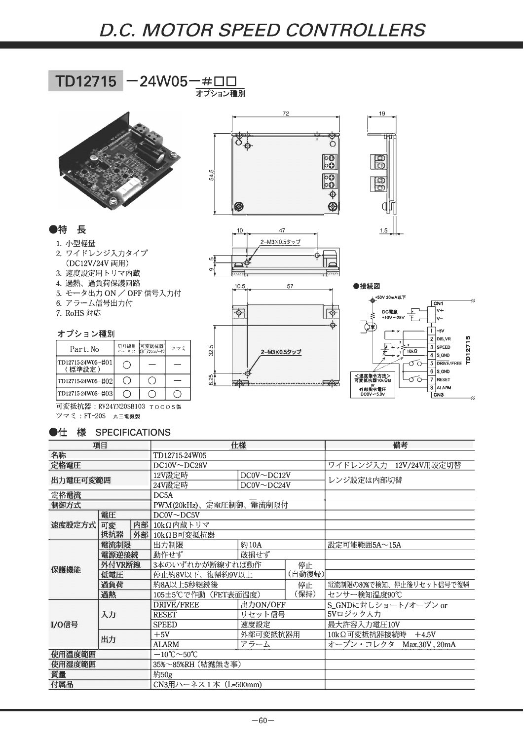# D.C. MOTOR SPEED CONTROLLERS

## TD12715 －24W05－#□□

オプション種別

### ●特　長

1. 小型軽量
2. ワイドレンジ入力タイプ（DC12V/24V両用）
3. 速度設定用トリマ内蔵
4. 過熱、過負荷保護回路
5. モータ出力ON／OFF信号入力付
6. アラーム信号出力付
7. RoHS対応

### オプション種別

| Part. No | 切り線用ハーネス | 可変抵抗器（ポテンショメータ） | ツマミ |
|---|---|---|---|
| TD12715-24W05-#01（標準設定） | ○ | ― | ― |
| TD12715-24W05-#02 | ○ | ○ | ― |
| TD12715-24W05-#03 | ○ | ○ | ○ |

可変抵抗器：RV24YN20SB103　TOCOS製
ツマミ：FT-20S　丸三電機製

### ●接続図

- +50V 20mA以下
- CN1: V+, V−（DC電源 +10V〜28V）
- CN3: 1 +5V, 2 DIS_VR, 3 SPEED, 4 S_GND, 5 DRIVE/FREE, 6 S_GND, 7 RESET, 8 ALARM
- 10kΩ
- <速度指令方法> 可変抵抗器10kΩB or 外部指令電圧 DC0V〜5.0V

### ●仕　様　SPECIFICATIONS

| 項目 | | | 仕様 | | | 備考 |
|---|---|---|---|---|---|---|
| 名称 | | | TD12715-24W05 | | | |
| 定格電圧 | | | DC10V〜DC28V | | | ワイドレンジ入力　12V/24V用設定切替 |
| 出力電圧可変範囲 | | | 12V設定時 | DC0V〜DC12V | | レンジ設定は内部切替 |
| | | | 24V設定時 | DC0V〜DC24V | | |
| 定格電流 | | | DC5A | | | |
| 制御方式 | | | PWM(20kHz)、定電圧制御、電流制限付 | | | |
| 速度設定方式 | 電圧 | | DC0V〜DC5V | | | |
| | 可変抵抗器 | 内部 | 10kΩ内蔵トリマ | | | |
| | | 外部 | 10kΩB可変抵抗器 | | | |
| 保護機能 | 電流制限 | | 出力制限 | 約10A | | 設定可能範囲5A〜15A |
| | 電源逆接続 | | 動作せず | 破損せず | | |
| | 外付VR断線 | | 3本のいずれかが断線すれば動作 | | 停止（自動復帰） | |
| | 低電圧 | | 停止約8V以下、復帰約9V以上 | | | |
| | 過負荷 | | 約8A以上5秒継続後 | | 停止（保持） | 電流制限の80%で検知、停止後リセット信号で復帰 |
| | 過熱 | | 105±5℃で作動（FET表面温度） | | | センサー検知温度90℃ |
| I/O信号 | 入力 | | DRIVE/FREE | 出力ON/OFF | | S_GNDに対しショート/オープン or 5Vロジック入力 |
| | | | RESET | リセット信号 | | |
| | | | SPEED | 速度設定 | | 最大許容入力電圧10V |
| | 出力 | | +5V | 外部可変抵抗器用 | | 10kΩ可変抵抗器接続時　+4.5V |
| | | | ALARM | アラーム | | オープン・コレクタ　Max.30V，20mA |
| 使用温度範囲 | | | −10℃〜50℃ | | | |
| 使用湿度範囲 | | | 35%〜85%RH（結露無き事） | | | |
| 質量 | | | 約50g | | | |
| 付属品 | | | CN3用ハーネス1本（L=500mm） | | | |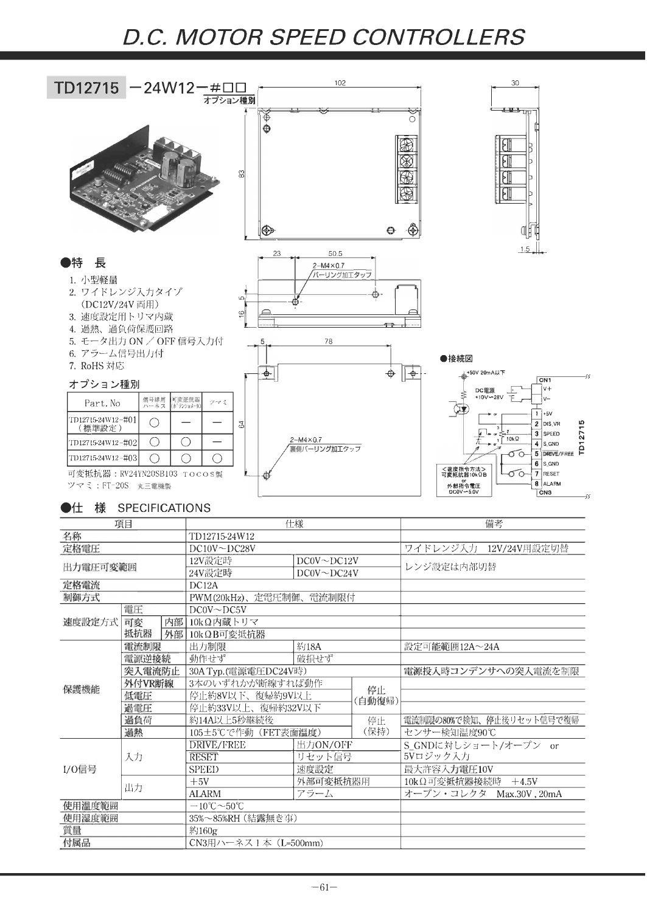# D.C. MOTOR SPEED CONTROLLERS

## TD12715 －24W12－#□□

オプション種別

102
30
83
1.5
23
50.5
2-M4×0.7
バーリング加工タップ
5
16
5
78
64
2-M4×0.7
裏側バーリング加工タップ

### ●特　長

1. 小型軽量
2. ワイドレンジ入力タイプ（DC12V/24V 両用）
3. 速度設定用トリマ内蔵
4. 過熱、過負荷保護回路
5. モータ出力 ON ／ OFF 信号入力付
6. アラーム信号出力付
7. RoHS 対応

### オプション種別

| Part. No | 信号線用ハーネス | 可変抵抗器（ボリュームキット） | ツマミ |
|---|---|---|---|
| TD12715-24W12-#01（標準設定） | ○ | — | — |
| TD12715-24W12-#02 | ○ | ○ | — |
| TD12715-24W12-#03 | ○ | ○ | ○ |

可変抵抗器：RV24YN20SB103 TOCOS製
ツマミ：FT-20S 丸三電機製

### ●接続図

+50V 20mA以下
DC電源 +10V〜28V
CN1
V+
V−
1 +5V
2 DIS_VR
3 SPEED
4 S_GND
5 DRIVE/FREE
6 S_GND
7 RESET
8 ALARM
CN3
10kΩ
＜速度指令方法＞
可変抵抗器10kΩB
or
外部指令電圧
DC0V〜5.0V
TD12715

### ●仕　様　SPECIFICATIONS

| 項目 | | | 仕様 | | | 備考 |
|---|---|---|---|---|---|---|
| 名称 | | | TD12715-24W12 | | | |
| 定格電圧 | | | DC10V〜DC28V | | | ワイドレンジ入力　12V/24V用設定切替 |
| 出力電圧可変範囲 | | | 12V設定時 | DC0V〜DC12V | | レンジ設定は内部切替 |
| | | | 24V設定時 | DC0V〜DC24V | | |
| 定格電流 | | | DC12A | | | |
| 制御方式 | | | PWM(20kHz)、定電圧制御、電流制限付 | | | |
| 速度設定方式 | 電圧 | | DC0V〜DC5V | | | |
| | 可変抵抗器 | 内部 | 10kΩ内蔵トリマ | | | |
| | | 外部 | 10kΩB可変抵抗器 | | | |
| 保護機能 | 電流制限 | | 出力制限 | 約18A | | 設定可能範囲12A〜24A |
| | 電源逆接続 | | 動作せず | 破損せず | | |
| | 突入電流防止 | | 30A Typ.(電源電圧DC24V時) | | | 電源投入時コンデンサへの突入電流を制限 |
| | 外付VR断線 | | 3本のいずれかが断線すれば動作 | | 停止（自動復帰） | |
| | 低電圧 | | 停止約8V以下、復帰約9V以上 | | | |
| | 過電圧 | | 停止約33V以上、復帰約32V以下 | | | |
| | 過負荷 | | 約14A以上5秒継続後 | | 停止（保持） | 電流制限の80%で検知、停止後リセット信号で復帰 |
| | 過熱 | | 105±5℃で作動（FET表面温度） | | | センサー検知温度90℃ |
| I/O信号 | 入力 | | DRIVE/FREE | 出力ON/OFF | | S_GNDに対しショート/オープン　or 5Vロジック入力 |
| | | | RESET | リセット信号 | | |
| | | | SPEED | 速度設定 | | 最大許容入力電圧10V |
| | 出力 | | +5V | 外部可変抵抗器用 | | 10kΩ可変抵抗器接続時　+4.5V |
| | | | ALARM | アラーム | | オープン・コレクタ　Max.30V，20mA |
| 使用温度範囲 | | | −10℃〜50℃ | | | |
| 使用湿度範囲 | | | 35%〜85%RH（結露無き事） | | | |
| 質量 | | | 約160g | | | |
| 付属品 | | | CN3用ハーネス１本（L=500mm） | | | |